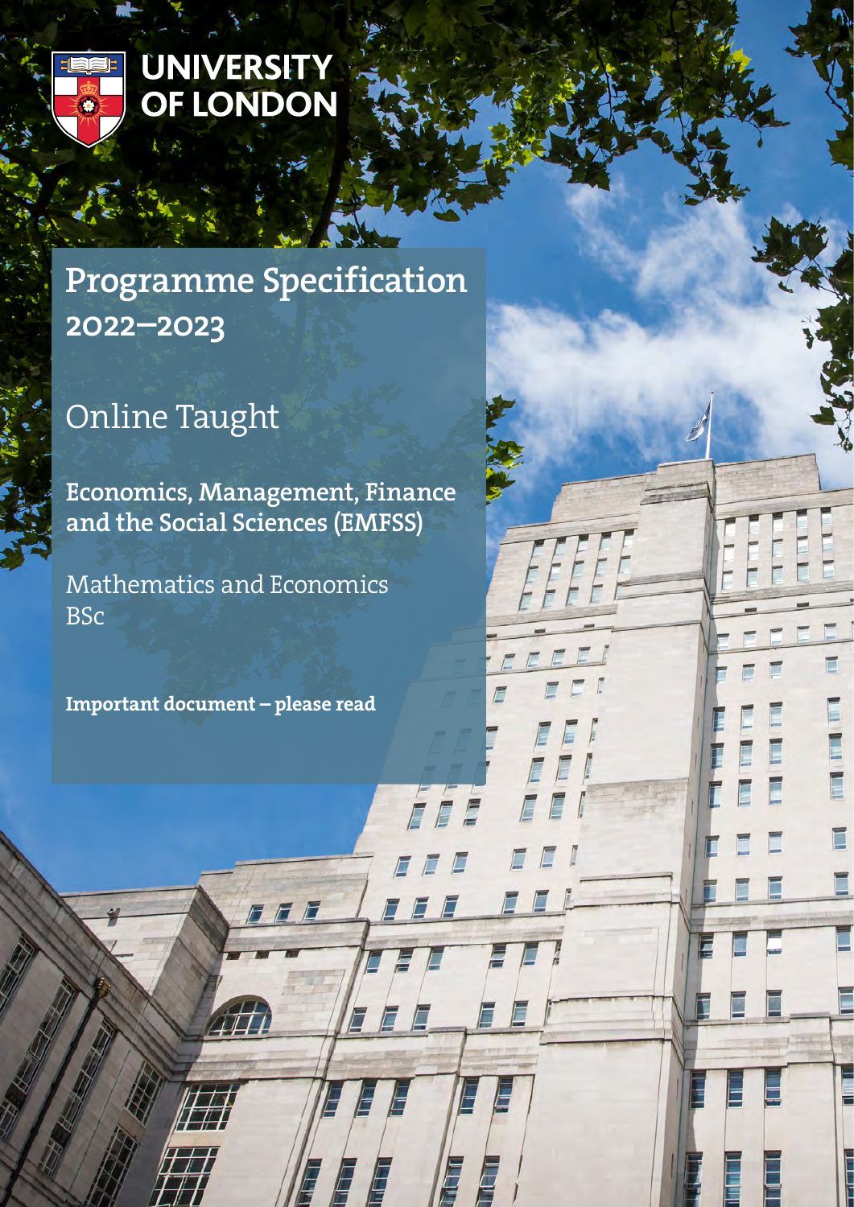UNIVERSITY OF LONDON

# Programme Specification 2022–2023

## Online Taught

**Economics, Management, Finance and the Social Sciences (EMFSS)**

Mathematics and Economics
BSc

**Important document – please read**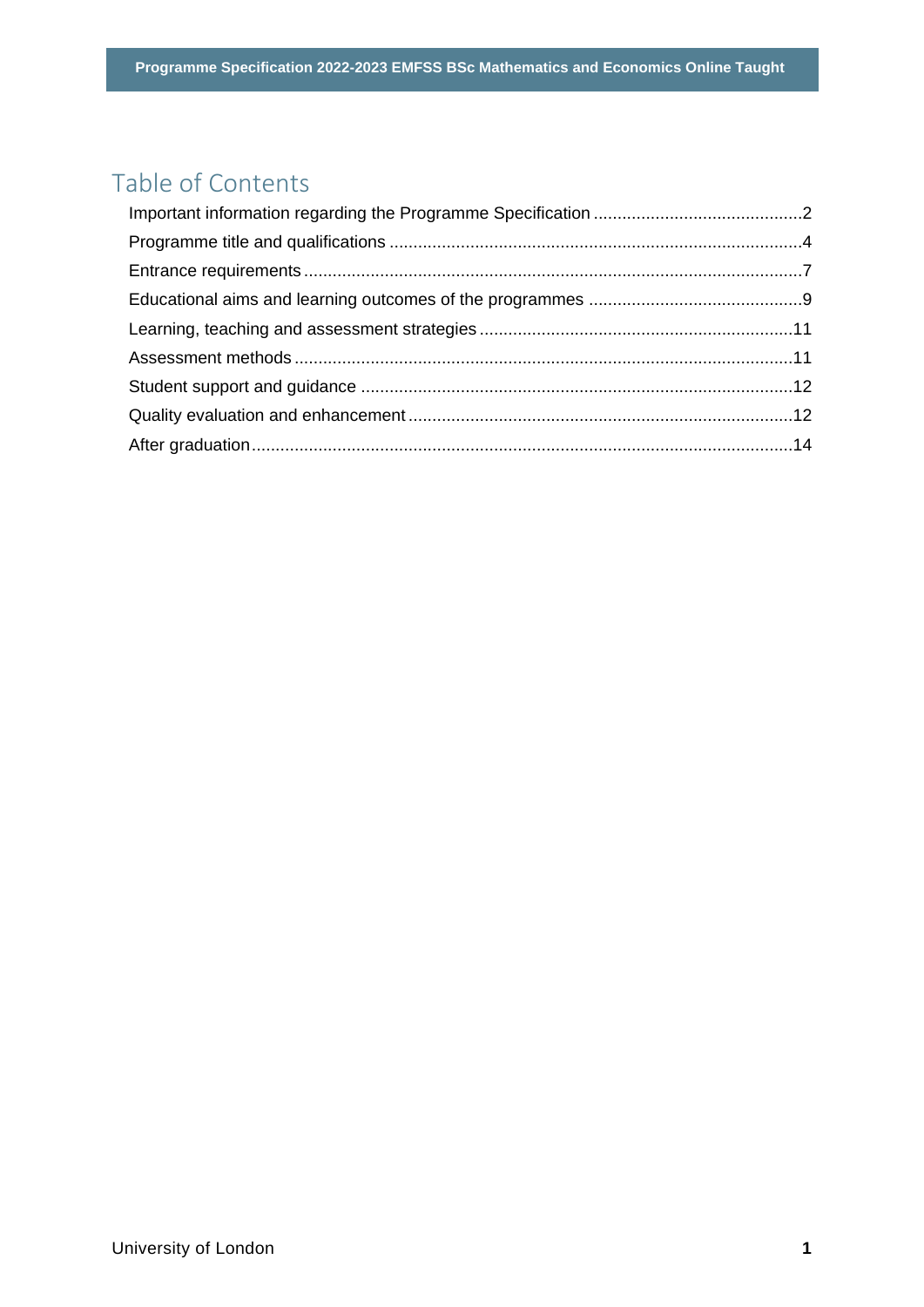# Table of Contents

Important information regarding the Programme Specification ............................................2

Programme title and qualifications .......................................................................................4

Entrance requirements .........................................................................................................7

Educational aims and learning outcomes of the programmes .............................................9

Learning, teaching and assessment strategies ..................................................................11

Assessment methods .........................................................................................................11

Student support and guidance ...........................................................................................12

Quality evaluation and enhancement .................................................................................12

After graduation..................................................................................................................14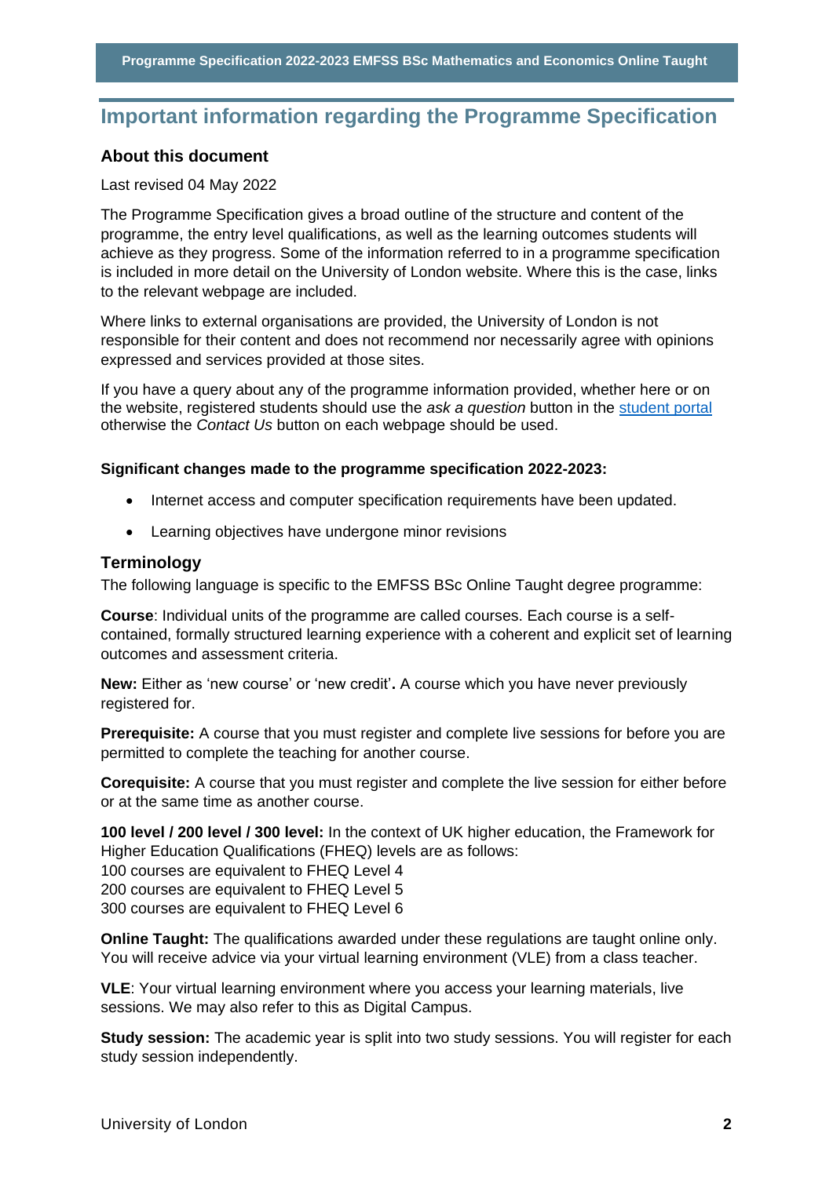# Important information regarding the Programme Specification

## About this document

Last revised 04 May 2022

The Programme Specification gives a broad outline of the structure and content of the programme, the entry level qualifications, as well as the learning outcomes students will achieve as they progress. Some of the information referred to in a programme specification is included in more detail on the University of London website. Where this is the case, links to the relevant webpage are included.

Where links to external organisations are provided, the University of London is not responsible for their content and does not recommend nor necessarily agree with opinions expressed and services provided at those sites.

If you have a query about any of the programme information provided, whether here or on the website, registered students should use the *ask a question* button in the student portal otherwise the *Contact Us* button on each webpage should be used.

**Significant changes made to the programme specification 2022-2023:**

- Internet access and computer specification requirements have been updated.
- Learning objectives have undergone minor revisions

## Terminology

The following language is specific to the EMFSS BSc Online Taught degree programme:

**Course**: Individual units of the programme are called courses. Each course is a self-contained, formally structured learning experience with a coherent and explicit set of learning outcomes and assessment criteria.

**New:** Either as 'new course' or 'new credit'**.** A course which you have never previously registered for.

**Prerequisite:** A course that you must register and complete live sessions for before you are permitted to complete the teaching for another course.

**Corequisite:** A course that you must register and complete the live session for either before or at the same time as another course.

**100 level / 200 level / 300 level:** In the context of UK higher education, the Framework for Higher Education Qualifications (FHEQ) levels are as follows:
100 courses are equivalent to FHEQ Level 4
200 courses are equivalent to FHEQ Level 5
300 courses are equivalent to FHEQ Level 6

**Online Taught:** The qualifications awarded under these regulations are taught online only. You will receive advice via your virtual learning environment (VLE) from a class teacher.

**VLE**: Your virtual learning environment where you access your learning materials, live sessions. We may also refer to this as Digital Campus.

**Study session:** The academic year is split into two study sessions. You will register for each study session independently.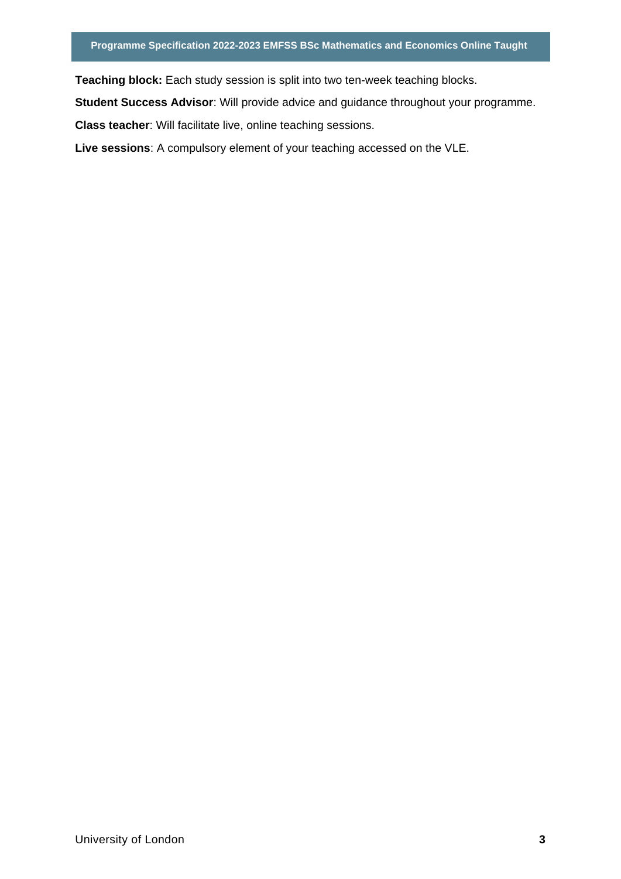**Teaching block:** Each study session is split into two ten-week teaching blocks.

**Student Success Advisor**: Will provide advice and guidance throughout your programme.

**Class teacher**: Will facilitate live, online teaching sessions.

**Live sessions**: A compulsory element of your teaching accessed on the VLE.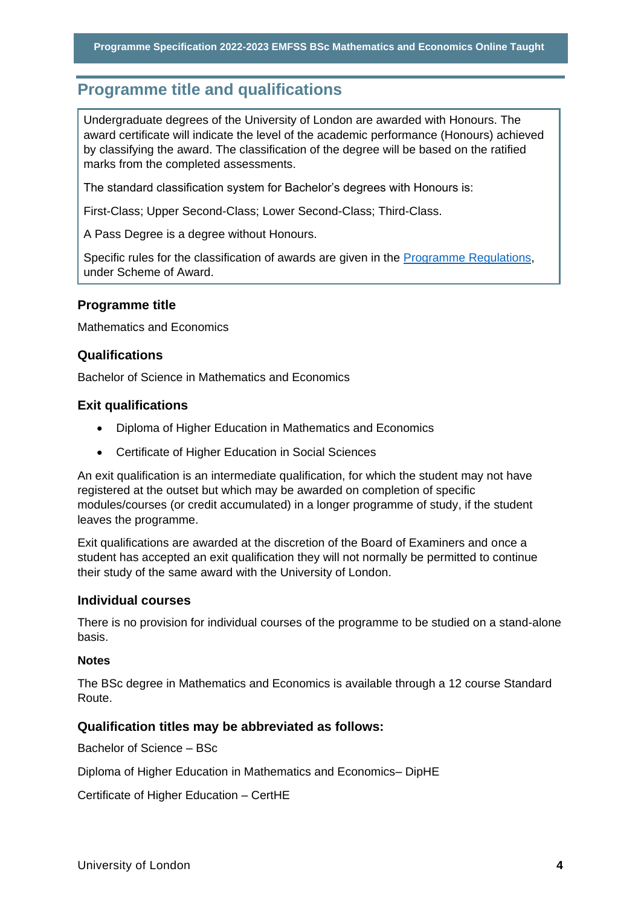## Programme title and qualifications

Undergraduate degrees of the University of London are awarded with Honours. The award certificate will indicate the level of the academic performance (Honours) achieved by classifying the award. The classification of the degree will be based on the ratified marks from the completed assessments.

The standard classification system for Bachelor's degrees with Honours is:

First-Class; Upper Second-Class; Lower Second-Class; Third-Class.

A Pass Degree is a degree without Honours.

Specific rules for the classification of awards are given in the Programme Regulations, under Scheme of Award.

### Programme title

Mathematics and Economics

### Qualifications

Bachelor of Science in Mathematics and Economics

### Exit qualifications

- Diploma of Higher Education in Mathematics and Economics
- Certificate of Higher Education in Social Sciences

An exit qualification is an intermediate qualification, for which the student may not have registered at the outset but which may be awarded on completion of specific modules/courses (or credit accumulated) in a longer programme of study, if the student leaves the programme.

Exit qualifications are awarded at the discretion of the Board of Examiners and once a student has accepted an exit qualification they will not normally be permitted to continue their study of the same award with the University of London.

### Individual courses

There is no provision for individual courses of the programme to be studied on a stand-alone basis.

**Notes**

The BSc degree in Mathematics and Economics is available through a 12 course Standard Route.

### Qualification titles may be abbreviated as follows:

Bachelor of Science – BSc

Diploma of Higher Education in Mathematics and Economics– DipHE

Certificate of Higher Education – CertHE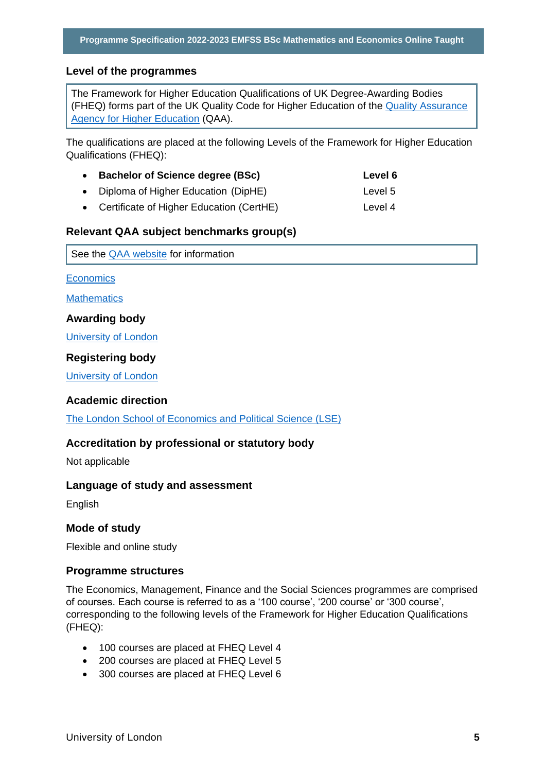## Level of the programmes

The Framework for Higher Education Qualifications of UK Degree-Awarding Bodies (FHEQ) forms part of the UK Quality Code for Higher Education of the Quality Assurance Agency for Higher Education (QAA).

The qualifications are placed at the following Levels of the Framework for Higher Education Qualifications (FHEQ):

- **Bachelor of Science degree (BSc)** — **Level 6**
- Diploma of Higher Education (DipHE) — Level 5
- Certificate of Higher Education (CertHE) — Level 4

## Relevant QAA subject benchmarks group(s)

See the QAA website for information

Economics

Mathematics

## Awarding body

University of London

## Registering body

University of London

## Academic direction

The London School of Economics and Political Science (LSE)

## Accreditation by professional or statutory body

Not applicable

## Language of study and assessment

English

## Mode of study

Flexible and online study

## Programme structures

The Economics, Management, Finance and the Social Sciences programmes are comprised of courses. Each course is referred to as a '100 course', '200 course' or '300 course', corresponding to the following levels of the Framework for Higher Education Qualifications (FHEQ):

- 100 courses are placed at FHEQ Level 4
- 200 courses are placed at FHEQ Level 5
- 300 courses are placed at FHEQ Level 6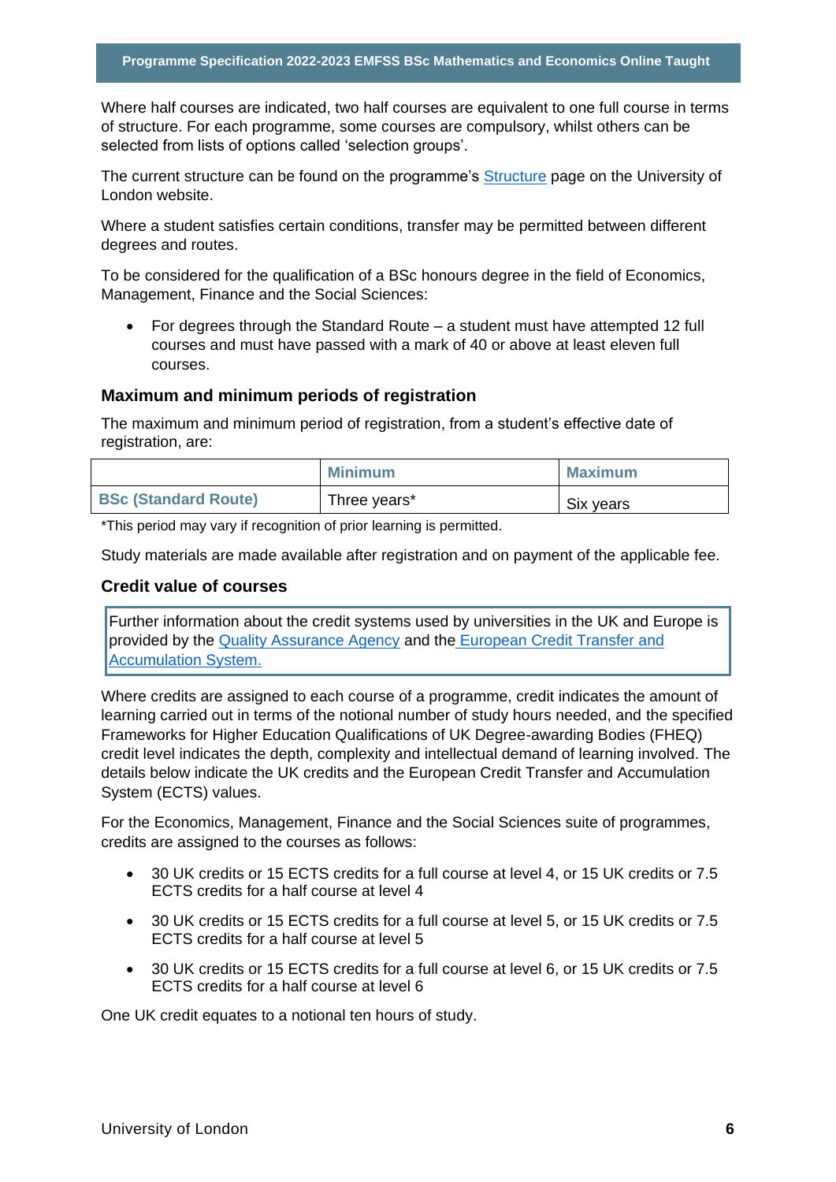Where half courses are indicated, two half courses are equivalent to one full course in terms of structure. For each programme, some courses are compulsory, whilst others can be selected from lists of options called 'selection groups'.

The current structure can be found on the programme's [Structure](#) page on the University of London website.

Where a student satisfies certain conditions, transfer may be permitted between different degrees and routes.

To be considered for the qualification of a BSc honours degree in the field of Economics, Management, Finance and the Social Sciences:

- For degrees through the Standard Route – a student must have attempted 12 full courses and must have passed with a mark of 40 or above at least eleven full courses.

### Maximum and minimum periods of registration

The maximum and minimum period of registration, from a student's effective date of registration, are:

| | Minimum | Maximum |
|---|---|---|
| BSc (Standard Route) | Three years* | Six years |

*This period may vary if recognition of prior learning is permitted.

Study materials are made available after registration and on payment of the applicable fee.

### Credit value of courses

Further information about the credit systems used by universities in the UK and Europe is provided by the [Quality Assurance Agency](#) and the [European Credit Transfer and Accumulation System.](#)

Where credits are assigned to each course of a programme, credit indicates the amount of learning carried out in terms of the notional number of study hours needed, and the specified Frameworks for Higher Education Qualifications of UK Degree-awarding Bodies (FHEQ) credit level indicates the depth, complexity and intellectual demand of learning involved. The details below indicate the UK credits and the European Credit Transfer and Accumulation System (ECTS) values.

For the Economics, Management, Finance and the Social Sciences suite of programmes, credits are assigned to the courses as follows:

- 30 UK credits or 15 ECTS credits for a full course at level 4, or 15 UK credits or 7.5 ECTS credits for a half course at level 4
- 30 UK credits or 15 ECTS credits for a full course at level 5, or 15 UK credits or 7.5 ECTS credits for a half course at level 5
- 30 UK credits or 15 ECTS credits for a full course at level 6, or 15 UK credits or 7.5 ECTS credits for a half course at level 6

One UK credit equates to a notional ten hours of study.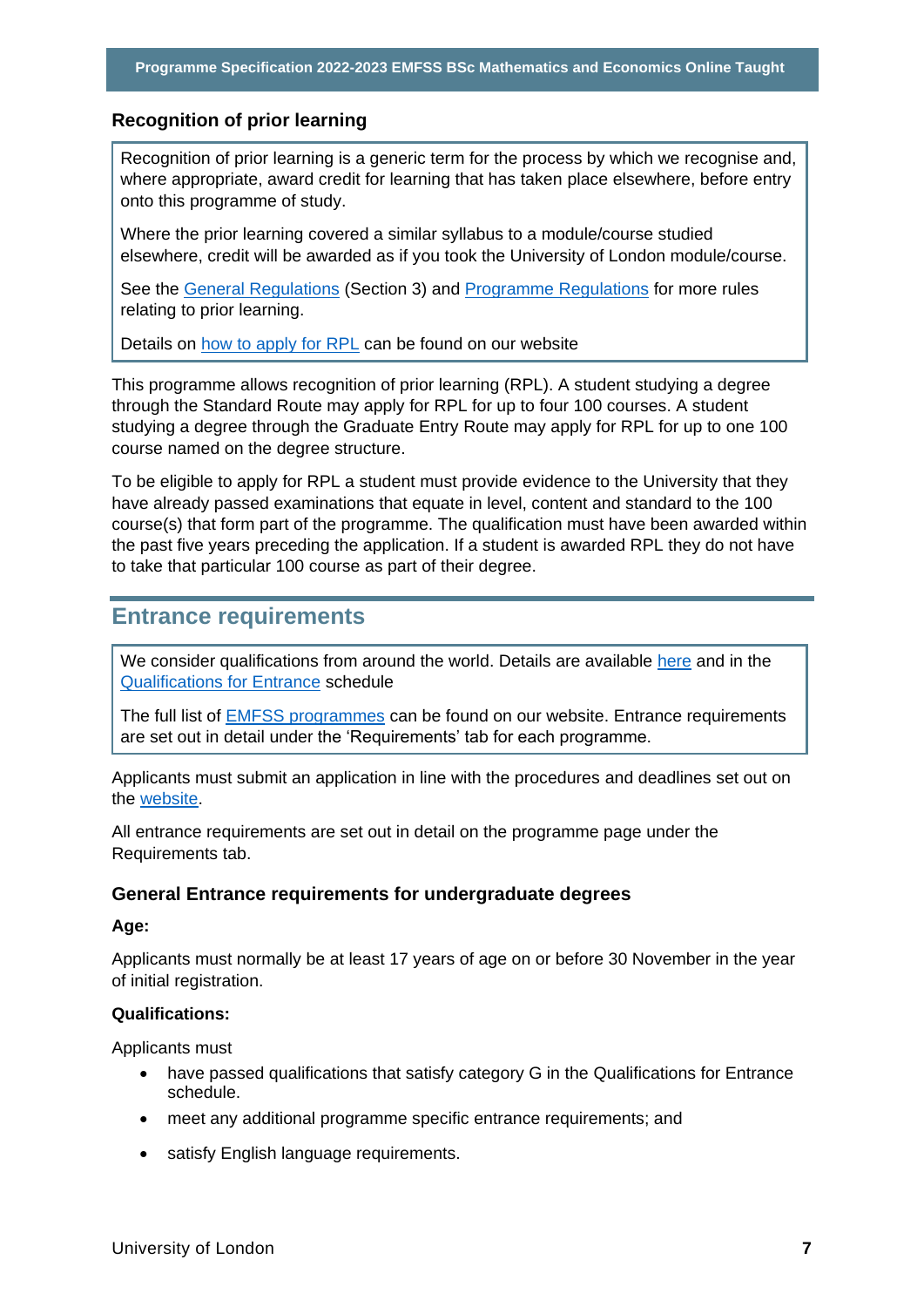### Recognition of prior learning

Recognition of prior learning is a generic term for the process by which we recognise and, where appropriate, award credit for learning that has taken place elsewhere, before entry onto this programme of study.

Where the prior learning covered a similar syllabus to a module/course studied elsewhere, credit will be awarded as if you took the University of London module/course.

See the General Regulations (Section 3) and Programme Regulations for more rules relating to prior learning.

Details on how to apply for RPL can be found on our website

This programme allows recognition of prior learning (RPL). A student studying a degree through the Standard Route may apply for RPL for up to four 100 courses. A student studying a degree through the Graduate Entry Route may apply for RPL for up to one 100 course named on the degree structure.

To be eligible to apply for RPL a student must provide evidence to the University that they have already passed examinations that equate in level, content and standard to the 100 course(s) that form part of the programme. The qualification must have been awarded within the past five years preceding the application. If a student is awarded RPL they do not have to take that particular 100 course as part of their degree.

## Entrance requirements

We consider qualifications from around the world. Details are available here and in the Qualifications for Entrance schedule

The full list of EMFSS programmes can be found on our website. Entrance requirements are set out in detail under the 'Requirements' tab for each programme.

Applicants must submit an application in line with the procedures and deadlines set out on the website.

All entrance requirements are set out in detail on the programme page under the Requirements tab.

### General Entrance requirements for undergraduate degrees

**Age:**

Applicants must normally be at least 17 years of age on or before 30 November in the year of initial registration.

**Qualifications:**

Applicants must

- have passed qualifications that satisfy category G in the Qualifications for Entrance schedule.
- meet any additional programme specific entrance requirements; and
- satisfy English language requirements.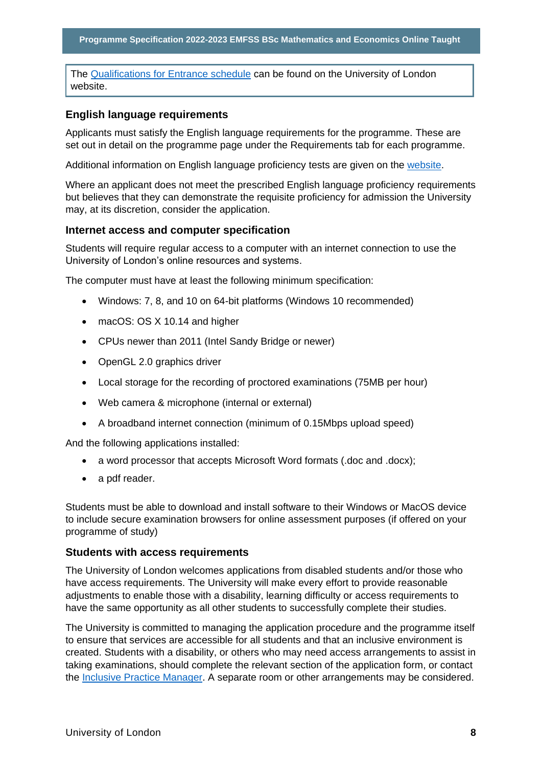The Qualifications for Entrance schedule can be found on the University of London website.

### English language requirements

Applicants must satisfy the English language requirements for the programme. These are set out in detail on the programme page under the Requirements tab for each programme.

Additional information on English language proficiency tests are given on the website.

Where an applicant does not meet the prescribed English language proficiency requirements but believes that they can demonstrate the requisite proficiency for admission the University may, at its discretion, consider the application.

### Internet access and computer specification

Students will require regular access to a computer with an internet connection to use the University of London's online resources and systems.

The computer must have at least the following minimum specification:

- Windows: 7, 8, and 10 on 64-bit platforms (Windows 10 recommended)
- macOS: OS X 10.14 and higher
- CPUs newer than 2011 (Intel Sandy Bridge or newer)
- OpenGL 2.0 graphics driver
- Local storage for the recording of proctored examinations (75MB per hour)
- Web camera & microphone (internal or external)
- A broadband internet connection (minimum of 0.15Mbps upload speed)

And the following applications installed:

- a word processor that accepts Microsoft Word formats (.doc and .docx);
- a pdf reader.

Students must be able to download and install software to their Windows or MacOS device to include secure examination browsers for online assessment purposes (if offered on your programme of study)

### Students with access requirements

The University of London welcomes applications from disabled students and/or those who have access requirements. The University will make every effort to provide reasonable adjustments to enable those with a disability, learning difficulty or access requirements to have the same opportunity as all other students to successfully complete their studies.

The University is committed to managing the application procedure and the programme itself to ensure that services are accessible for all students and that an inclusive environment is created. Students with a disability, or others who may need access arrangements to assist in taking examinations, should complete the relevant section of the application form, or contact the Inclusive Practice Manager. A separate room or other arrangements may be considered.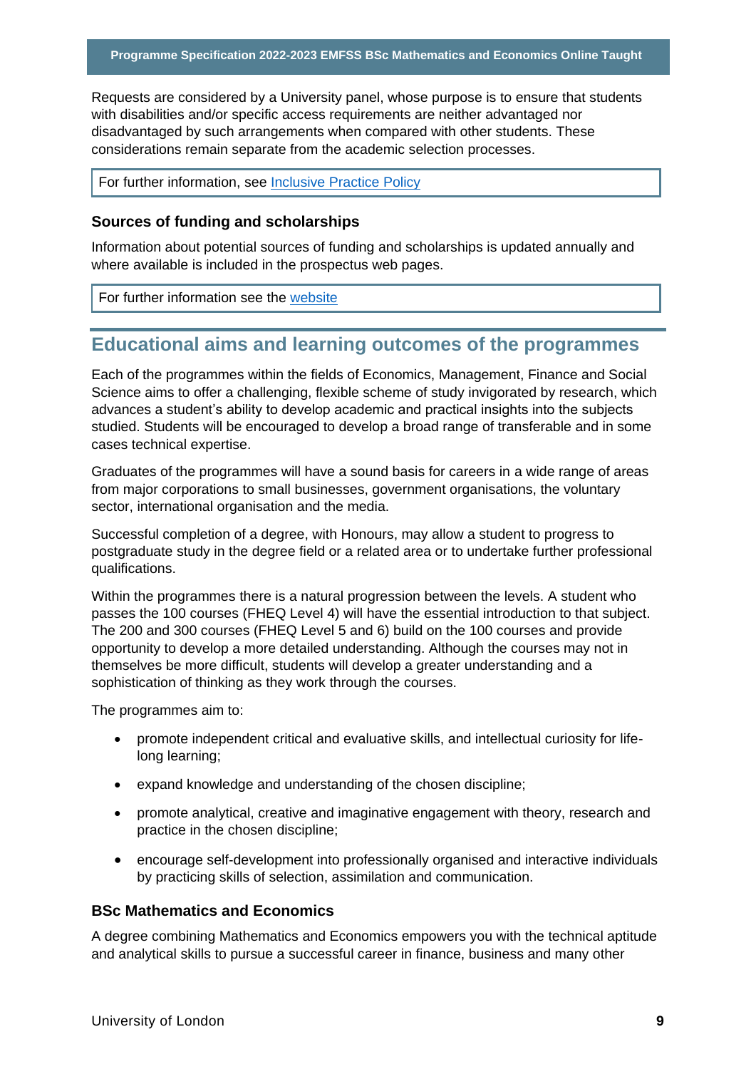Requests are considered by a University panel, whose purpose is to ensure that students with disabilities and/or specific access requirements are neither advantaged nor disadvantaged by such arrangements when compared with other students. These considerations remain separate from the academic selection processes.

For further information, see Inclusive Practice Policy

### Sources of funding and scholarships

Information about potential sources of funding and scholarships is updated annually and where available is included in the prospectus web pages.

For further information see the website

## Educational aims and learning outcomes of the programmes

Each of the programmes within the fields of Economics, Management, Finance and Social Science aims to offer a challenging, flexible scheme of study invigorated by research, which advances a student's ability to develop academic and practical insights into the subjects studied. Students will be encouraged to develop a broad range of transferable and in some cases technical expertise.

Graduates of the programmes will have a sound basis for careers in a wide range of areas from major corporations to small businesses, government organisations, the voluntary sector, international organisation and the media.

Successful completion of a degree, with Honours, may allow a student to progress to postgraduate study in the degree field or a related area or to undertake further professional qualifications.

Within the programmes there is a natural progression between the levels. A student who passes the 100 courses (FHEQ Level 4) will have the essential introduction to that subject. The 200 and 300 courses (FHEQ Level 5 and 6) build on the 100 courses and provide opportunity to develop a more detailed understanding. Although the courses may not in themselves be more difficult, students will develop a greater understanding and a sophistication of thinking as they work through the courses.

The programmes aim to:

- promote independent critical and evaluative skills, and intellectual curiosity for life-long learning;
- expand knowledge and understanding of the chosen discipline;
- promote analytical, creative and imaginative engagement with theory, research and practice in the chosen discipline;
- encourage self-development into professionally organised and interactive individuals by practicing skills of selection, assimilation and communication.

### BSc Mathematics and Economics

A degree combining Mathematics and Economics empowers you with the technical aptitude and analytical skills to pursue a successful career in finance, business and many other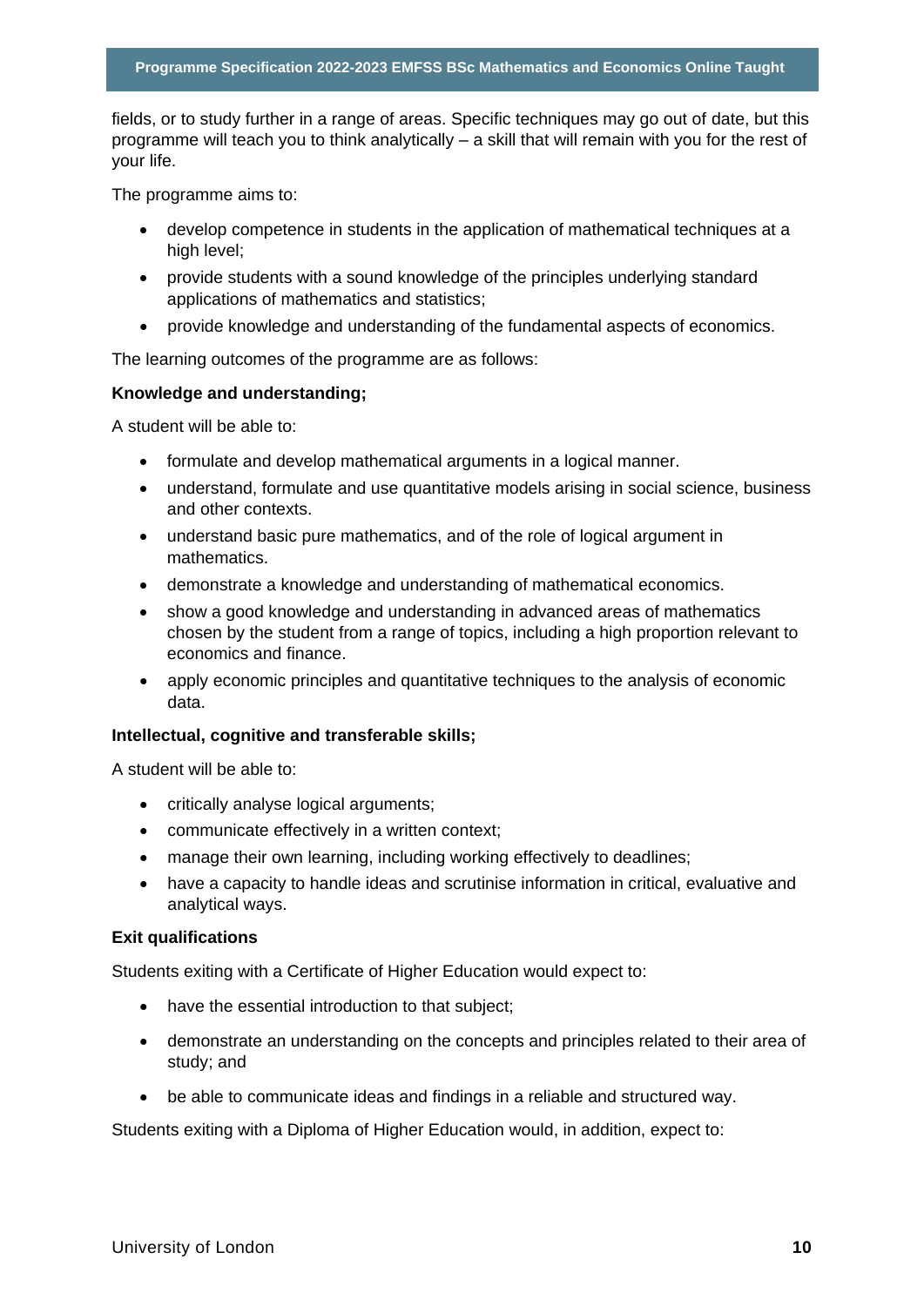fields, or to study further in a range of areas. Specific techniques may go out of date, but this programme will teach you to think analytically – a skill that will remain with you for the rest of your life.

The programme aims to:

- develop competence in students in the application of mathematical techniques at a high level;
- provide students with a sound knowledge of the principles underlying standard applications of mathematics and statistics;
- provide knowledge and understanding of the fundamental aspects of economics.

The learning outcomes of the programme are as follows:

**Knowledge and understanding;**

A student will be able to:

- formulate and develop mathematical arguments in a logical manner.
- understand, formulate and use quantitative models arising in social science, business and other contexts.
- understand basic pure mathematics, and of the role of logical argument in mathematics.
- demonstrate a knowledge and understanding of mathematical economics.
- show a good knowledge and understanding in advanced areas of mathematics chosen by the student from a range of topics, including a high proportion relevant to economics and finance.
- apply economic principles and quantitative techniques to the analysis of economic data.

**Intellectual, cognitive and transferable skills;**

A student will be able to:

- critically analyse logical arguments;
- communicate effectively in a written context;
- manage their own learning, including working effectively to deadlines;
- have a capacity to handle ideas and scrutinise information in critical, evaluative and analytical ways.

**Exit qualifications**

Students exiting with a Certificate of Higher Education would expect to:

- have the essential introduction to that subject;
- demonstrate an understanding on the concepts and principles related to their area of study; and
- be able to communicate ideas and findings in a reliable and structured way.

Students exiting with a Diploma of Higher Education would, in addition, expect to: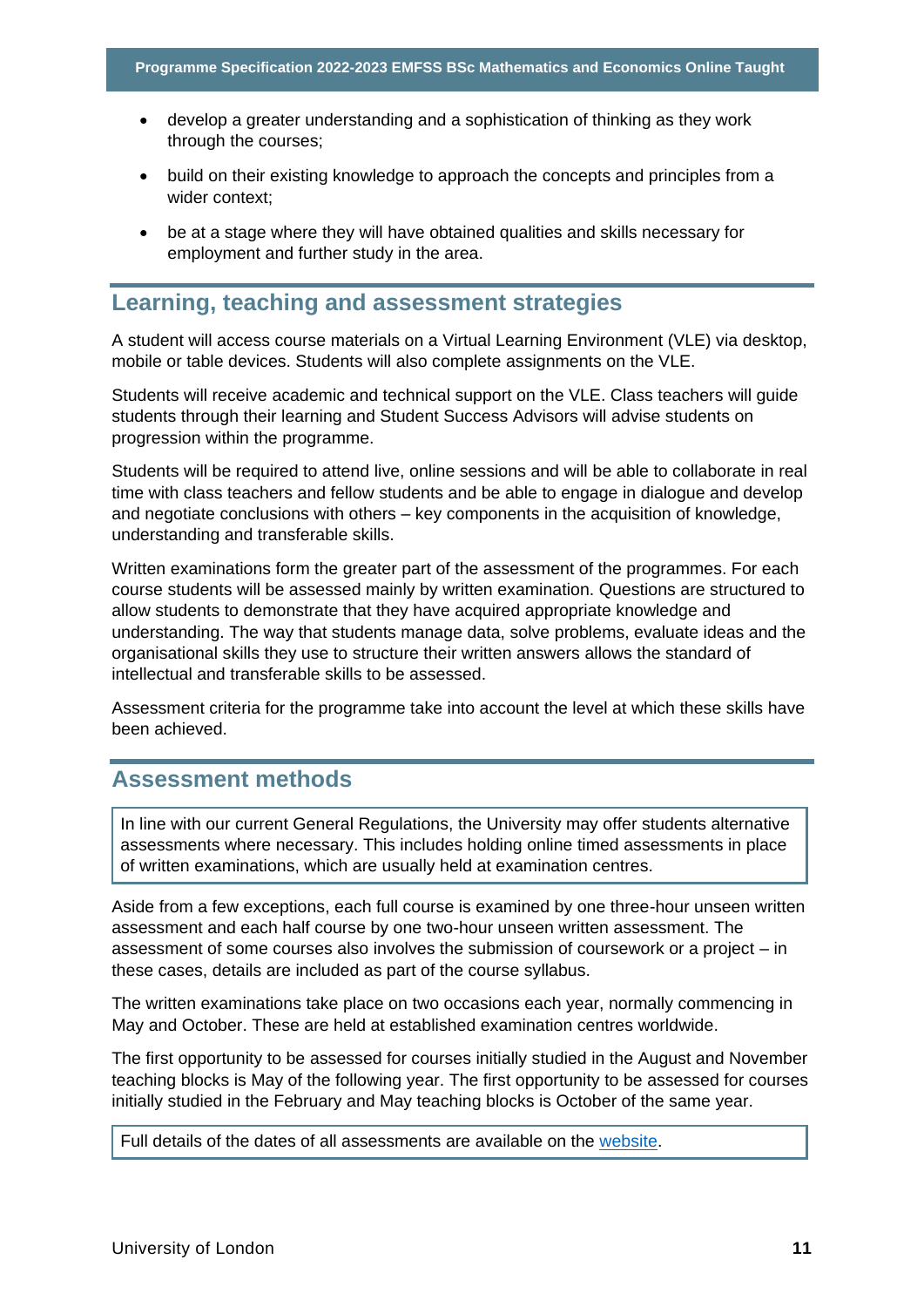- develop a greater understanding and a sophistication of thinking as they work through the courses;
- build on their existing knowledge to approach the concepts and principles from a wider context;
- be at a stage where they will have obtained qualities and skills necessary for employment and further study in the area.

## Learning, teaching and assessment strategies

A student will access course materials on a Virtual Learning Environment (VLE) via desktop, mobile or table devices. Students will also complete assignments on the VLE.

Students will receive academic and technical support on the VLE. Class teachers will guide students through their learning and Student Success Advisors will advise students on progression within the programme.

Students will be required to attend live, online sessions and will be able to collaborate in real time with class teachers and fellow students and be able to engage in dialogue and develop and negotiate conclusions with others – key components in the acquisition of knowledge, understanding and transferable skills.

Written examinations form the greater part of the assessment of the programmes. For each course students will be assessed mainly by written examination. Questions are structured to allow students to demonstrate that they have acquired appropriate knowledge and understanding. The way that students manage data, solve problems, evaluate ideas and the organisational skills they use to structure their written answers allows the standard of intellectual and transferable skills to be assessed.

Assessment criteria for the programme take into account the level at which these skills have been achieved.

## Assessment methods

In line with our current General Regulations, the University may offer students alternative assessments where necessary. This includes holding online timed assessments in place of written examinations, which are usually held at examination centres.

Aside from a few exceptions, each full course is examined by one three-hour unseen written assessment and each half course by one two-hour unseen written assessment. The assessment of some courses also involves the submission of coursework or a project – in these cases, details are included as part of the course syllabus.

The written examinations take place on two occasions each year, normally commencing in May and October. These are held at established examination centres worldwide.

The first opportunity to be assessed for courses initially studied in the August and November teaching blocks is May of the following year. The first opportunity to be assessed for courses initially studied in the February and May teaching blocks is October of the same year.

Full details of the dates of all assessments are available on the website.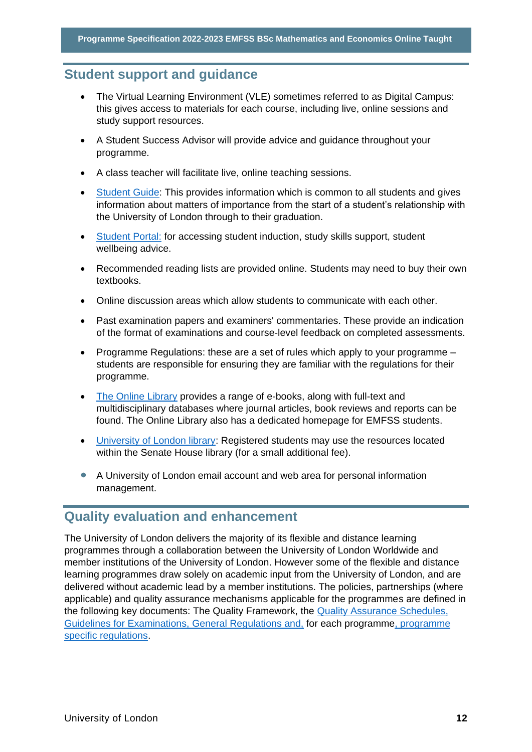## Student support and guidance

- The Virtual Learning Environment (VLE) sometimes referred to as Digital Campus: this gives access to materials for each course, including live, online sessions and study support resources.
- A Student Success Advisor will provide advice and guidance throughout your programme.
- A class teacher will facilitate live, online teaching sessions.
- Student Guide: This provides information which is common to all students and gives information about matters of importance from the start of a student's relationship with the University of London through to their graduation.
- Student Portal: for accessing student induction, study skills support, student wellbeing advice.
- Recommended reading lists are provided online. Students may need to buy their own textbooks.
- Online discussion areas which allow students to communicate with each other.
- Past examination papers and examiners' commentaries. These provide an indication of the format of examinations and course-level feedback on completed assessments.
- Programme Regulations: these are a set of rules which apply to your programme – students are responsible for ensuring they are familiar with the regulations for their programme.
- The Online Library provides a range of e-books, along with full-text and multidisciplinary databases where journal articles, book reviews and reports can be found. The Online Library also has a dedicated homepage for EMFSS students.
- University of London library: Registered students may use the resources located within the Senate House library (for a small additional fee).
- A University of London email account and web area for personal information management.

## Quality evaluation and enhancement

The University of London delivers the majority of its flexible and distance learning programmes through a collaboration between the University of London Worldwide and member institutions of the University of London. However some of the flexible and distance learning programmes draw solely on academic input from the University of London, and are delivered without academic lead by a member institutions. The policies, partnerships (where applicable) and quality assurance mechanisms applicable for the programmes are defined in the following key documents: The Quality Framework, the Quality Assurance Schedules, Guidelines for Examinations, General Regulations and, for each programme, programme specific regulations.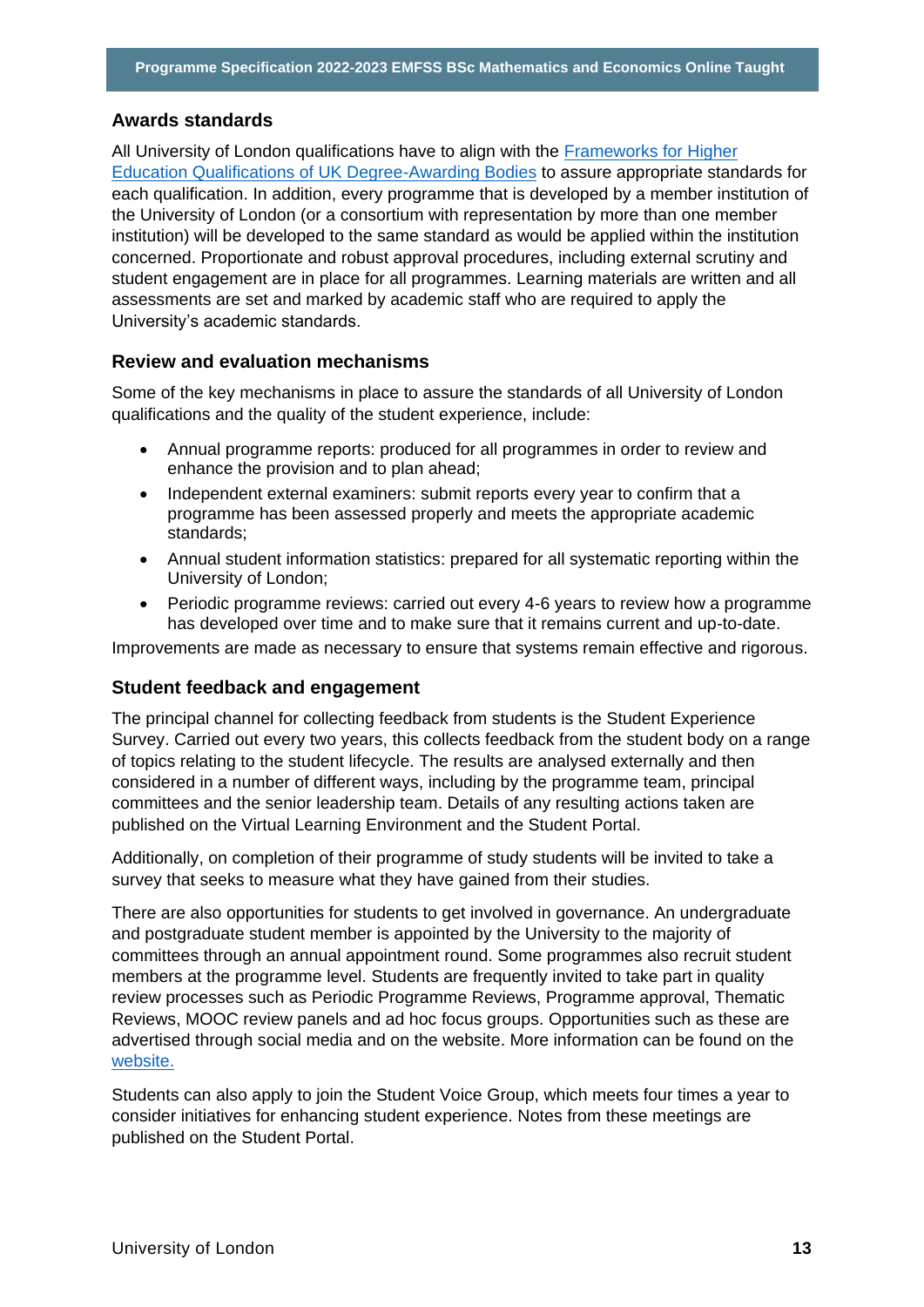## Awards standards

All University of London qualifications have to align with the [Frameworks for Higher Education Qualifications of UK Degree-Awarding Bodies] to assure appropriate standards for each qualification. In addition, every programme that is developed by a member institution of the University of London (or a consortium with representation by more than one member institution) will be developed to the same standard as would be applied within the institution concerned. Proportionate and robust approval procedures, including external scrutiny and student engagement are in place for all programmes. Learning materials are written and all assessments are set and marked by academic staff who are required to apply the University's academic standards.

## Review and evaluation mechanisms

Some of the key mechanisms in place to assure the standards of all University of London qualifications and the quality of the student experience, include:

- Annual programme reports: produced for all programmes in order to review and enhance the provision and to plan ahead;
- Independent external examiners: submit reports every year to confirm that a programme has been assessed properly and meets the appropriate academic standards;
- Annual student information statistics: prepared for all systematic reporting within the University of London;
- Periodic programme reviews: carried out every 4-6 years to review how a programme has developed over time and to make sure that it remains current and up-to-date.

Improvements are made as necessary to ensure that systems remain effective and rigorous.

## Student feedback and engagement

The principal channel for collecting feedback from students is the Student Experience Survey. Carried out every two years, this collects feedback from the student body on a range of topics relating to the student lifecycle. The results are analysed externally and then considered in a number of different ways, including by the programme team, principal committees and the senior leadership team. Details of any resulting actions taken are published on the Virtual Learning Environment and the Student Portal.

Additionally, on completion of their programme of study students will be invited to take a survey that seeks to measure what they have gained from their studies.

There are also opportunities for students to get involved in governance. An undergraduate and postgraduate student member is appointed by the University to the majority of committees through an annual appointment round. Some programmes also recruit student members at the programme level. Students are frequently invited to take part in quality review processes such as Periodic Programme Reviews, Programme approval, Thematic Reviews, MOOC review panels and ad hoc focus groups. Opportunities such as these are advertised through social media and on the website. More information can be found on the [website.]

Students can also apply to join the Student Voice Group, which meets four times a year to consider initiatives for enhancing student experience. Notes from these meetings are published on the Student Portal.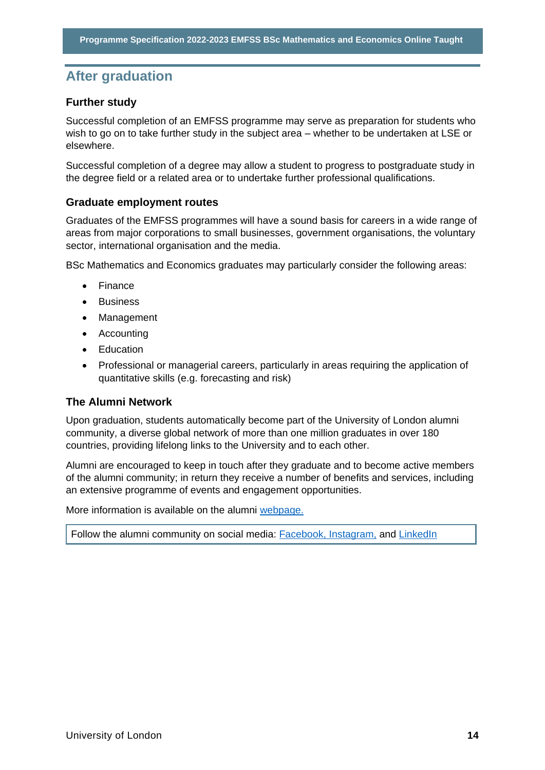## After graduation

### Further study

Successful completion of an EMFSS programme may serve as preparation for students who wish to go on to take further study in the subject area – whether to be undertaken at LSE or elsewhere.

Successful completion of a degree may allow a student to progress to postgraduate study in the degree field or a related area or to undertake further professional qualifications.

### Graduate employment routes

Graduates of the EMFSS programmes will have a sound basis for careers in a wide range of areas from major corporations to small businesses, government organisations, the voluntary sector, international organisation and the media.

BSc Mathematics and Economics graduates may particularly consider the following areas:

- Finance
- Business
- Management
- Accounting
- Education
- Professional or managerial careers, particularly in areas requiring the application of quantitative skills (e.g. forecasting and risk)

### The Alumni Network

Upon graduation, students automatically become part of the University of London alumni community, a diverse global network of more than one million graduates in over 180 countries, providing lifelong links to the University and to each other.

Alumni are encouraged to keep in touch after they graduate and to become active members of the alumni community; in return they receive a number of benefits and services, including an extensive programme of events and engagement opportunities.

More information is available on the alumni webpage.

Follow the alumni community on social media: Facebook, Instagram, and LinkedIn